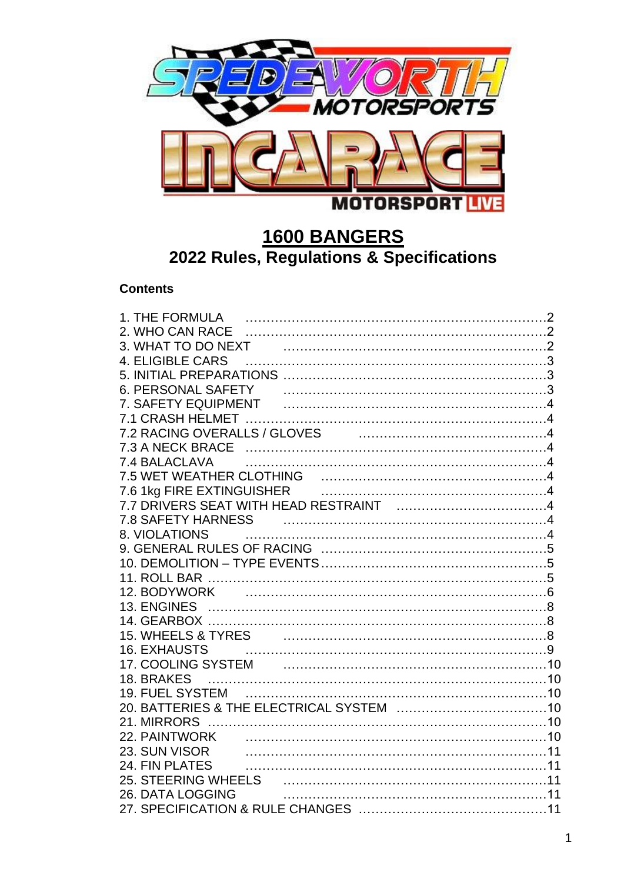# 1600 BANGERS

## 2022 Rules, Regulations & Specifications

**Contents**

| Section | Page |
|---|---|
| 1. THE FORMULA | 2 |
| 2. WHO CAN RACE | 2 |
| 3. WHAT TO DO NEXT | 2 |
| 4. ELIGIBLE CARS | 3 |
| 5. INITIAL PREPARATIONS | 3 |
| 6. PERSONAL SAFETY | 3 |
| 7. SAFETY EQUIPMENT | 4 |
| 7.1 CRASH HELMET | 4 |
| 7.2 RACING OVERALLS / GLOVES | 4 |
| 7.3 A NECK BRACE | 4 |
| 7.4 BALACLAVA | 4 |
| 7.5 WET WEATHER CLOTHING | 4 |
| 7.6 1kg FIRE EXTINGUISHER | 4 |
| 7.7 DRIVERS SEAT WITH HEAD RESTRAINT | 4 |
| 7.8 SAFETY HARNESS | 4 |
| 8. VIOLATIONS | 4 |
| 9. GENERAL RULES OF RACING | 5 |
| 10. DEMOLITION – TYPE EVENTS | 5 |
| 11. ROLL BAR | 5 |
| 12. BODYWORK | 6 |
| 13. ENGINES | 8 |
| 14. GEARBOX | 8 |
| 15. WHEELS & TYRES | 8 |
| 16. EXHAUSTS | 9 |
| 17. COOLING SYSTEM | 10 |
| 18. BRAKES | 10 |
| 19. FUEL SYSTEM | 10 |
| 20. BATTERIES & THE ELECTRICAL SYSTEM | 10 |
| 21. MIRRORS | 10 |
| 22. PAINTWORK | 10 |
| 23. SUN VISOR | 11 |
| 24. FIN PLATES | 11 |
| 25. STEERING WHEELS | 11 |
| 26. DATA LOGGING | 11 |
| 27. SPECIFICATION & RULE CHANGES | 11 |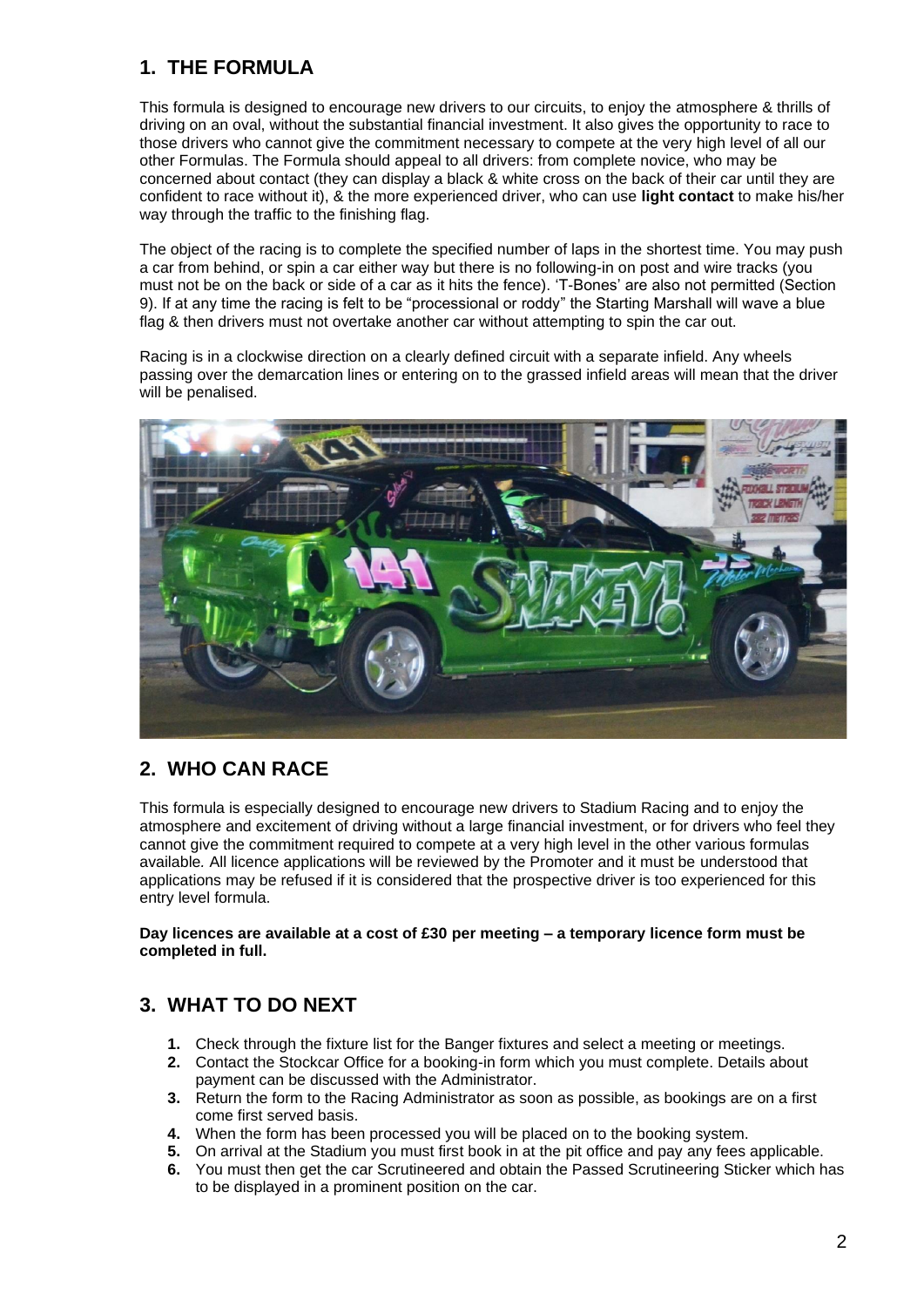## 1. THE FORMULA

This formula is designed to encourage new drivers to our circuits, to enjoy the atmosphere & thrills of driving on an oval, without the substantial financial investment. It also gives the opportunity to race to those drivers who cannot give the commitment necessary to compete at the very high level of all our other Formulas. The Formula should appeal to all drivers: from complete novice, who may be concerned about contact (they can display a black & white cross on the back of their car until they are confident to race without it), & the more experienced driver, who can use **light contact** to make his/her way through the traffic to the finishing flag.

The object of the racing is to complete the specified number of laps in the shortest time. You may push a car from behind, or spin a car either way but there is no following-in on post and wire tracks (you must not be on the back or side of a car as it hits the fence). 'T-Bones' are also not permitted (Section 9). If at any time the racing is felt to be "processional or roddy" the Starting Marshall will wave a blue flag & then drivers must not overtake another car without attempting to spin the car out.

Racing is in a clockwise direction on a clearly defined circuit with a separate infield. Any wheels passing over the demarcation lines or entering on to the grassed infield areas will mean that the driver will be penalised.

## 2. WHO CAN RACE

This formula is especially designed to encourage new drivers to Stadium Racing and to enjoy the atmosphere and excitement of driving without a large financial investment, or for drivers who feel they cannot give the commitment required to compete at a very high level in the other various formulas available. All licence applications will be reviewed by the Promoter and it must be understood that applications may be refused if it is considered that the prospective driver is too experienced for this entry level formula.

**Day licences are available at a cost of £30 per meeting – a temporary licence form must be completed in full.**

## 3. WHAT TO DO NEXT

1. Check through the fixture list for the Banger fixtures and select a meeting or meetings.
2. Contact the Stockcar Office for a booking-in form which you must complete. Details about payment can be discussed with the Administrator.
3. Return the form to the Racing Administrator as soon as possible, as bookings are on a first come first served basis.
4. When the form has been processed you will be placed on to the booking system.
5. On arrival at the Stadium you must first book in at the pit office and pay any fees applicable.
6. You must then get the car Scrutineered and obtain the Passed Scrutineering Sticker which has to be displayed in a prominent position on the car.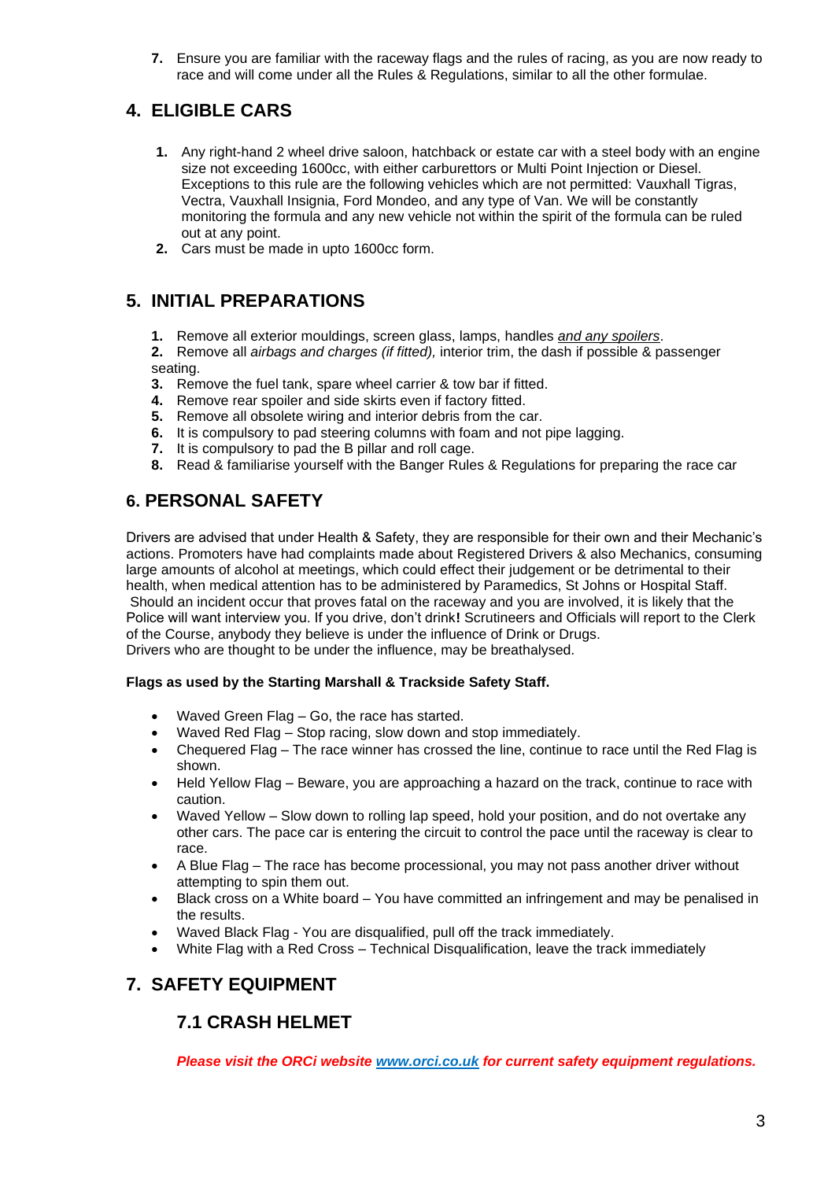7. Ensure you are familiar with the raceway flags and the rules of racing, as you are now ready to race and will come under all the Rules & Regulations, similar to all the other formulae.

## 4. ELIGIBLE CARS

1. Any right-hand 2 wheel drive saloon, hatchback or estate car with a steel body with an engine size not exceeding 1600cc, with either carburettors or Multi Point Injection or Diesel. Exceptions to this rule are the following vehicles which are not permitted: Vauxhall Tigras, Vectra, Vauxhall Insignia, Ford Mondeo, and any type of Van. We will be constantly monitoring the formula and any new vehicle not within the spirit of the formula can be ruled out at any point.
2. Cars must be made in upto 1600cc form.

## 5. INITIAL PREPARATIONS

1. Remove all exterior mouldings, screen glass, lamps, handles *and any spoilers*.
2. Remove all *airbags and charges (if fitted),* interior trim, the dash if possible & passenger seating.
3. Remove the fuel tank, spare wheel carrier & tow bar if fitted.
4. Remove rear spoiler and side skirts even if factory fitted.
5. Remove all obsolete wiring and interior debris from the car.
6. It is compulsory to pad steering columns with foam and not pipe lagging.
7. It is compulsory to pad the B pillar and roll cage.
8. Read & familiarise yourself with the Banger Rules & Regulations for preparing the race car

## 6. PERSONAL SAFETY

Drivers are advised that under Health & Safety, they are responsible for their own and their Mechanic's actions. Promoters have had complaints made about Registered Drivers & also Mechanics, consuming large amounts of alcohol at meetings, which could effect their judgement or be detrimental to their health, when medical attention has to be administered by Paramedics, St Johns or Hospital Staff. Should an incident occur that proves fatal on the raceway and you are involved, it is likely that the Police will want interview you. If you drive, don't drink**!** Scrutineers and Officials will report to the Clerk of the Course, anybody they believe is under the influence of Drink or Drugs.
Drivers who are thought to be under the influence, may be breathalysed.

**Flags as used by the Starting Marshall & Trackside Safety Staff.**

- Waved Green Flag – Go, the race has started.
- Waved Red Flag – Stop racing, slow down and stop immediately.
- Chequered Flag – The race winner has crossed the line, continue to race until the Red Flag is shown.
- Held Yellow Flag – Beware, you are approaching a hazard on the track, continue to race with caution.
- Waved Yellow – Slow down to rolling lap speed, hold your position, and do not overtake any other cars. The pace car is entering the circuit to control the pace until the raceway is clear to race.
- A Blue Flag – The race has become processional, you may not pass another driver without attempting to spin them out.
- Black cross on a White board – You have committed an infringement and may be penalised in the results.
- Waved Black Flag - You are disqualified, pull off the track immediately.
- White Flag with a Red Cross – Technical Disqualification, leave the track immediately

## 7. SAFETY EQUIPMENT

### 7.1 CRASH HELMET

***Please visit the ORCi website [www.orci.co.uk](http://www.orci.co.uk) for current safety equipment regulations.***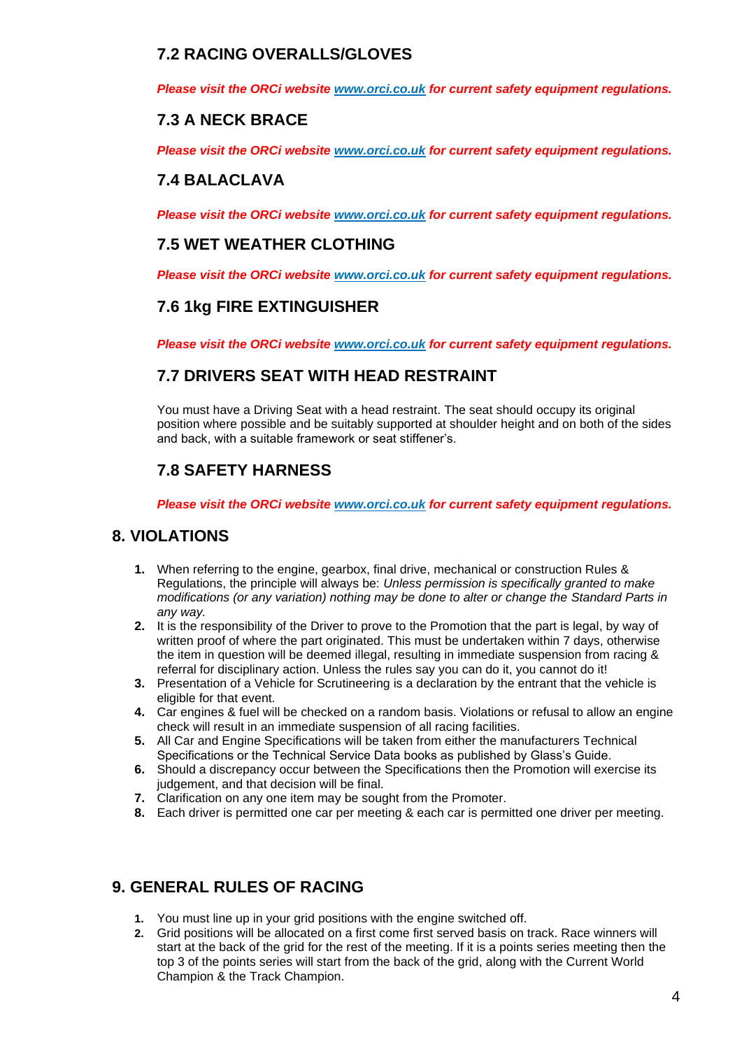### 7.2 RACING OVERALLS/GLOVES

***Please visit the ORCi website [www.orci.co.uk](http://www.orci.co.uk) for current safety equipment regulations.***

### 7.3 A NECK BRACE

***Please visit the ORCi website [www.orci.co.uk](http://www.orci.co.uk) for current safety equipment regulations.***

### 7.4 BALACLAVA

***Please visit the ORCi website [www.orci.co.uk](http://www.orci.co.uk) for current safety equipment regulations.***

### 7.5 WET WEATHER CLOTHING

***Please visit the ORCi website [www.orci.co.uk](http://www.orci.co.uk) for current safety equipment regulations.***

### 7.6 1kg FIRE EXTINGUISHER

***Please visit the ORCi website [www.orci.co.uk](http://www.orci.co.uk) for current safety equipment regulations.***

### 7.7 DRIVERS SEAT WITH HEAD RESTRAINT

You must have a Driving Seat with a head restraint. The seat should occupy its original position where possible and be suitably supported at shoulder height and on both of the sides and back, with a suitable framework or seat stiffener's.

### 7.8 SAFETY HARNESS

***Please visit the ORCi website [www.orci.co.uk](http://www.orci.co.uk) for current safety equipment regulations.***

## 8. VIOLATIONS

1. When referring to the engine, gearbox, final drive, mechanical or construction Rules & Regulations, the principle will always be: *Unless permission is specifically granted to make modifications (or any variation) nothing may be done to alter or change the Standard Parts in any way.*
2. It is the responsibility of the Driver to prove to the Promotion that the part is legal, by way of written proof of where the part originated. This must be undertaken within 7 days, otherwise the item in question will be deemed illegal, resulting in immediate suspension from racing & referral for disciplinary action. Unless the rules say you can do it, you cannot do it!
3. Presentation of a Vehicle for Scrutineering is a declaration by the entrant that the vehicle is eligible for that event.
4. Car engines & fuel will be checked on a random basis. Violations or refusal to allow an engine check will result in an immediate suspension of all racing facilities.
5. All Car and Engine Specifications will be taken from either the manufacturers Technical Specifications or the Technical Service Data books as published by Glass's Guide.
6. Should a discrepancy occur between the Specifications then the Promotion will exercise its judgement, and that decision will be final.
7. Clarification on any one item may be sought from the Promoter.
8. Each driver is permitted one car per meeting & each car is permitted one driver per meeting.

## 9. GENERAL RULES OF RACING

1. You must line up in your grid positions with the engine switched off.
2. Grid positions will be allocated on a first come first served basis on track. Race winners will start at the back of the grid for the rest of the meeting. If it is a points series meeting then the top 3 of the points series will start from the back of the grid, along with the Current World Champion & the Track Champion.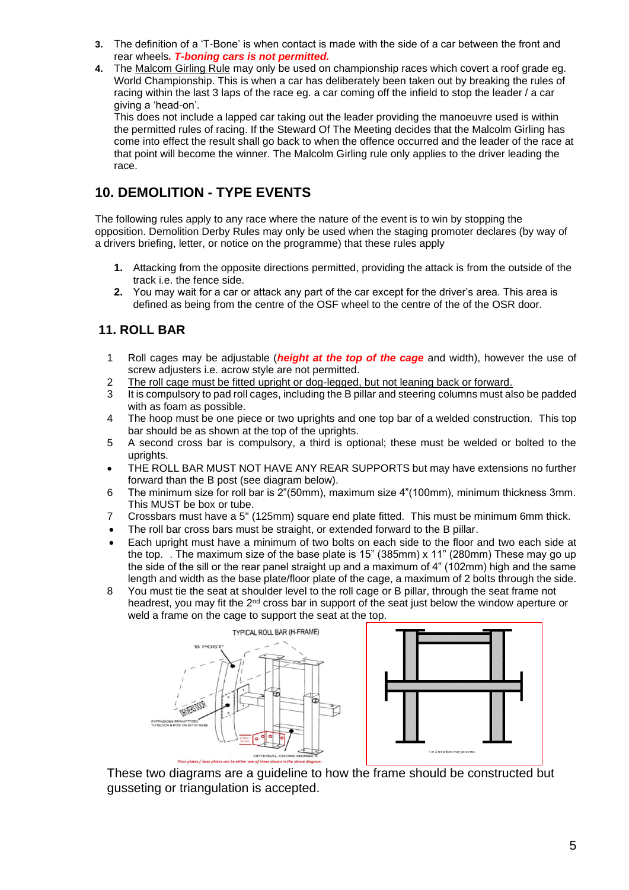3. The definition of a 'T-Bone' is when contact is made with the side of a car between the front and rear wheels. ***T-boning cars is not permitted.***
4. The Malcom Girling Rule may only be used on championship races which covert a roof grade eg. World Championship. This is when a car has deliberately been taken out by breaking the rules of racing within the last 3 laps of the race eg. a car coming off the infield to stop the leader / a car giving a 'head-on'.
   This does not include a lapped car taking out the leader providing the manoeuvre used is within the permitted rules of racing. If the Steward Of The Meeting decides that the Malcolm Girling has come into effect the result shall go back to when the offence occurred and the leader of the race at that point will become the winner. The Malcolm Girling rule only applies to the driver leading the race.

## 10. DEMOLITION - TYPE EVENTS

The following rules apply to any race where the nature of the event is to win by stopping the opposition. Demolition Derby Rules may only be used when the staging promoter declares (by way of a drivers briefing, letter, or notice on the programme) that these rules apply

1. Attacking from the opposite directions permitted, providing the attack is from the outside of the track i.e. the fence side.
2. You may wait for a car or attack any part of the car except for the driver's area. This area is defined as being from the centre of the OSF wheel to the centre of the of the OSR door.

## 11. ROLL BAR

1 Roll cages may be adjustable (***height at the top of the cage*** and width), however the use of screw adjusters i.e. acrow style are not permitted.

2 The roll cage must be fitted upright or dog-legged, but not leaning back or forward.

3 It is compulsory to pad roll cages, including the B pillar and steering columns must also be padded with as foam as possible.

4 The hoop must be one piece or two uprights and one top bar of a welded construction. This top bar should be as shown at the top of the uprights.

5 A second cross bar is compulsory, a third is optional; these must be welded or bolted to the uprights.

- THE ROLL BAR MUST NOT HAVE ANY REAR SUPPORTS but may have extensions no further forward than the B post (see diagram below).

6 The minimum size for roll bar is 2"(50mm), maximum size 4"(100mm), minimum thickness 3mm. This MUST be box or tube.

7 Crossbars must have a 5" (125mm) square end plate fitted. This must be minimum 6mm thick.

- The roll bar cross bars must be straight, or extended forward to the B pillar.
- Each upright must have a minimum of two bolts on each side to the floor and two each side at the top. . The maximum size of the base plate is 15" (385mm) x 11" (280mm) These may go up the side of the sill or the rear panel straight up and a maximum of 4" (102mm) high and the same length and width as the base plate/floor plate of the cage, a maximum of 2 bolts through the side.

8 You must tie the seat at shoulder level to the roll cage or B pillar, through the seat frame not headrest, you may fit the 2nd cross bar in support of the seat just below the window aperture or weld a frame on the cage to support the seat at the top.

TYPICAL ROLL BAR (H-FRAME)

'B POST'

DRIVERS DOOR

EXTENSIONS PERMITTED TO REACH B POST ON BOTH SIDES

OPTIONAL CROSS MEMBER

Floor plates / base plates can be either one of these shown in the above diagram.

1 or 2 cross bars may go across.

These two diagrams are a guideline to how the frame should be constructed but gusseting or triangulation is accepted.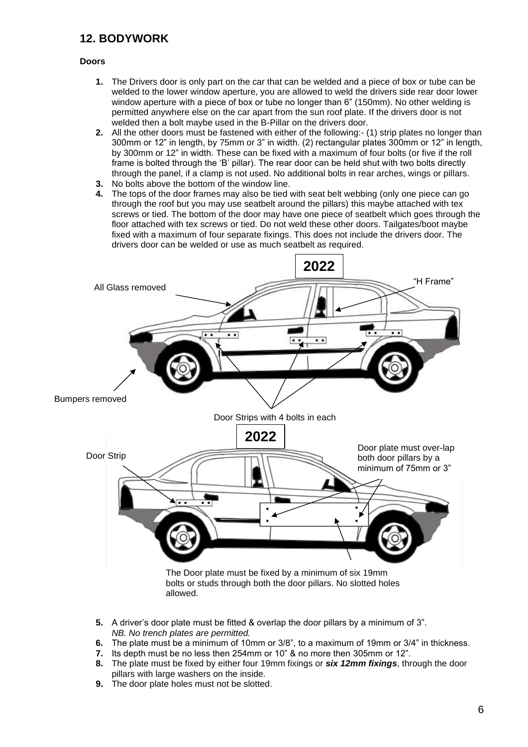## 12. BODYWORK

**Doors**

1. The Drivers door is only part on the car that can be welded and a piece of box or tube can be welded to the lower window aperture, you are allowed to weld the drivers side rear door lower window aperture with a piece of box or tube no longer than 6" (150mm). No other welding is permitted anywhere else on the car apart from the sun roof plate. If the drivers door is not welded then a bolt maybe used in the B-Pillar on the drivers door.
2. All the other doors must be fastened with either of the following:- (1) strip plates no longer than 300mm or 12" in length, by 75mm or 3" in width. (2) rectangular plates 300mm or 12" in length, by 300mm or 12" in width. These can be fixed with a maximum of four bolts (or five if the roll frame is bolted through the 'B' pillar). The rear door can be held shut with two bolts directly through the panel, if a clamp is not used. No additional bolts in rear arches, wings or pillars.
3. No bolts above the bottom of the window line.
4. The tops of the door frames may also be tied with seat belt webbing (only one piece can go through the roof but you may use seatbelt around the pillars) this maybe attached with tex screws or tied. The bottom of the door may have one piece of seatbelt which goes through the floor attached with tex screws or tied. Do not weld these other doors. Tailgates/boot maybe fixed with a maximum of four separate fixings. This does not include the drivers door. The drivers door can be welded or use as much seatbelt as required.

2022

All Glass removed

"H Frame"

Bumpers removed

Door Strips with 4 bolts in each

2022

Door Strip

Door plate must over-lap both door pillars by a minimum of 75mm or 3"

The Door plate must be fixed by a minimum of six 19mm bolts or studs through both the door pillars. No slotted holes allowed.

5. A driver's door plate must be fitted & overlap the door pillars by a minimum of 3".
   *NB. No trench plates are permitted.*
6. The plate must be a minimum of 10mm or 3/8", to a maximum of 19mm or 3/4" in thickness.
7. Its depth must be no less then 254mm or 10" & no more then 305mm or 12".
8. The plate must be fixed by either four 19mm fixings or ***six 12mm fixings***, through the door pillars with large washers on the inside.
9. The door plate holes must not be slotted.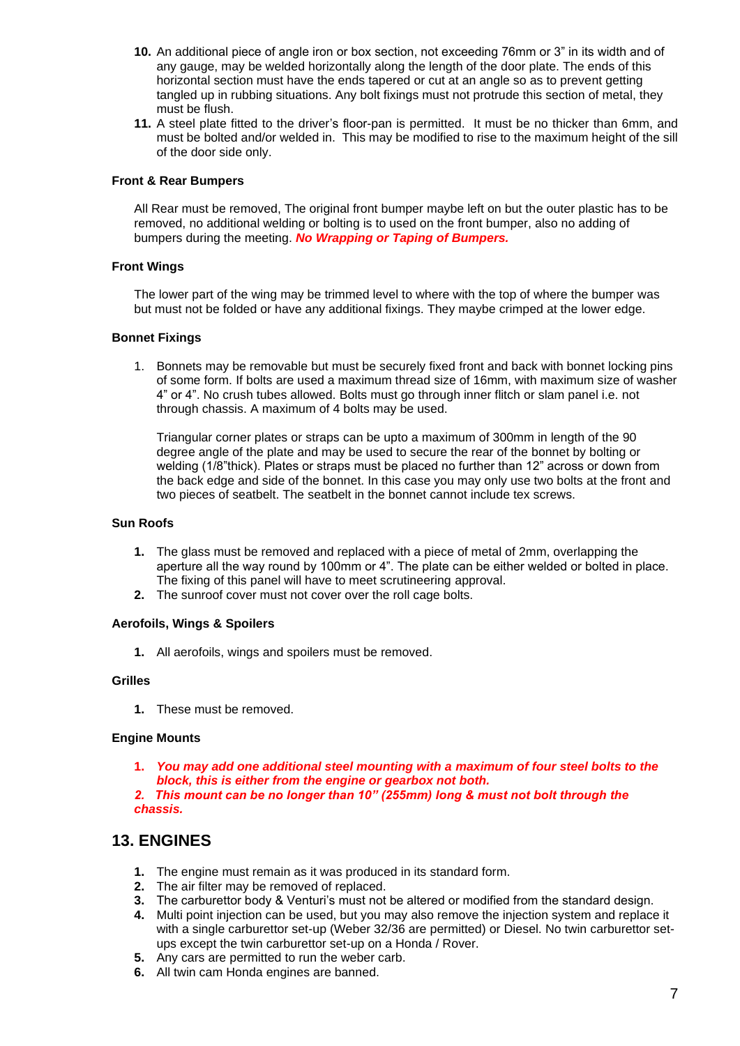10. An additional piece of angle iron or box section, not exceeding 76mm or 3" in its width and of any gauge, may be welded horizontally along the length of the door plate. The ends of this horizontal section must have the ends tapered or cut at an angle so as to prevent getting tangled up in rubbing situations. Any bolt fixings must not protrude this section of metal, they must be flush.
11. A steel plate fitted to the driver's floor-pan is permitted. It must be no thicker than 6mm, and must be bolted and/or welded in. This may be modified to rise to the maximum height of the sill of the door side only.

**Front & Rear Bumpers**

All Rear must be removed, The original front bumper maybe left on but the outer plastic has to be removed, no additional welding or bolting is to used on the front bumper, also no adding of bumpers during the meeting. ***No Wrapping or Taping of Bumpers.***

**Front Wings**

The lower part of the wing may be trimmed level to where with the top of where the bumper was but must not be folded or have any additional fixings. They maybe crimped at the lower edge.

**Bonnet Fixings**

1. Bonnets may be removable but must be securely fixed front and back with bonnet locking pins of some form. If bolts are used a maximum thread size of 16mm, with maximum size of washer 4" or 4". No crush tubes allowed. Bolts must go through inner flitch or slam panel i.e. not through chassis. A maximum of 4 bolts may be used.

   Triangular corner plates or straps can be upto a maximum of 300mm in length of the 90 degree angle of the plate and may be used to secure the rear of the bonnet by bolting or welding (1/8"thick). Plates or straps must be placed no further than 12" across or down from the back edge and side of the bonnet. In this case you may only use two bolts at the front and two pieces of seatbelt. The seatbelt in the bonnet cannot include tex screws.

**Sun Roofs**

1. The glass must be removed and replaced with a piece of metal of 2mm, overlapping the aperture all the way round by 100mm or 4". The plate can be either welded or bolted in place. The fixing of this panel will have to meet scrutineering approval.
2. The sunroof cover must not cover over the roll cage bolts.

**Aerofoils, Wings & Spoilers**

1. All aerofoils, wings and spoilers must be removed.

**Grilles**

1. These must be removed.

**Engine Mounts**

1. ***You may add one additional steel mounting with a maximum of four steel bolts to the block, this is either from the engine or gearbox not both.***
2. ***This mount can be no longer than 10" (255mm) long & must not bolt through the chassis.***

## 13. ENGINES

1. The engine must remain as it was produced in its standard form.
2. The air filter may be removed of replaced.
3. The carburettor body & Venturi's must not be altered or modified from the standard design.
4. Multi point injection can be used, but you may also remove the injection system and replace it with a single carburettor set-up (Weber 32/36 are permitted) or Diesel. No twin carburettor set-ups except the twin carburettor set-up on a Honda / Rover.
5. Any cars are permitted to run the weber carb.
6. All twin cam Honda engines are banned.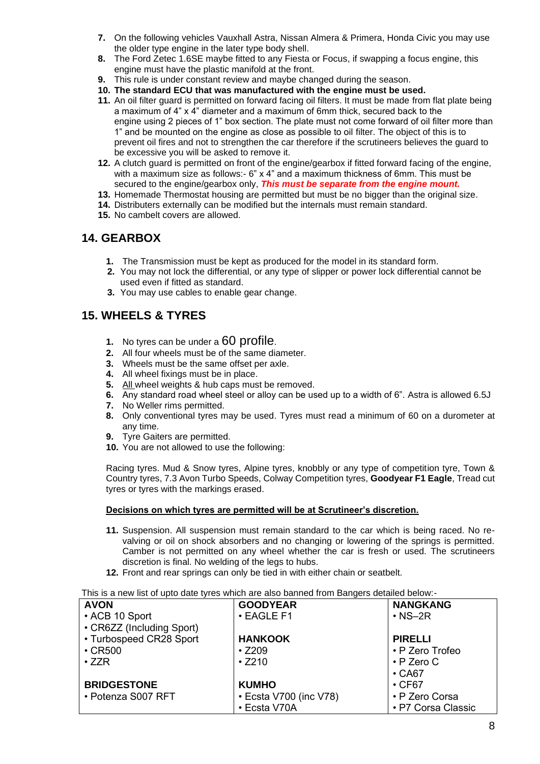7. On the following vehicles Vauxhall Astra, Nissan Almera & Primera, Honda Civic you may use the older type engine in the later type body shell.
8. The Ford Zetec 1.6SE maybe fitted to any Fiesta or Focus, if swapping a focus engine, this engine must have the plastic manifold at the front.
9. This rule is under constant review and maybe changed during the season.
10. **The standard ECU that was manufactured with the engine must be used.**
11. An oil filter guard is permitted on forward facing oil filters. It must be made from flat plate being a maximum of 4" x 4" diameter and a maximum of 6mm thick, secured back to the engine using 2 pieces of 1" box section. The plate must not come forward of oil filter more than 1" and be mounted on the engine as close as possible to oil filter. The object of this is to prevent oil fires and not to strengthen the car therefore if the scrutineers believes the guard to be excessive you will be asked to remove it.
12. A clutch guard is permitted on front of the engine/gearbox if fitted forward facing of the engine, with a maximum size as follows:- 6" x 4" and a maximum thickness of 6mm. This must be secured to the engine/gearbox only, ***This must be separate from the engine mount.***
13. Homemade Thermostat housing are permitted but must be no bigger than the original size.
14. Distributers externally can be modified but the internals must remain standard.
15. No cambelt covers are allowed.

## 14. GEARBOX

1. The Transmission must be kept as produced for the model in its standard form.
2. You may not lock the differential, or any type of slipper or power lock differential cannot be used even if fitted as standard.
3. You may use cables to enable gear change.

## 15. WHEELS & TYRES

1. No tyres can be under a 60 profile.
2. All four wheels must be of the same diameter.
3. Wheels must be the same offset per axle.
4. All wheel fixings must be in place.
5. All wheel weights & hub caps must be removed.
6. Any standard road wheel steel or alloy can be used up to a width of 6". Astra is allowed 6.5J
7. No Weller rims permitted.
8. Only conventional tyres may be used. Tyres must read a minimum of 60 on a durometer at any time.
9. Tyre Gaiters are permitted.
10. You are not allowed to use the following:

Racing tyres. Mud & Snow tyres, Alpine tyres, knobbly or any type of competition tyre, Town & Country tyres, 7.3 Avon Turbo Speeds, Colway Competition tyres, **Goodyear F1 Eagle**, Tread cut tyres or tyres with the markings erased.

**Decisions on which tyres are permitted will be at Scrutineer's discretion.**

11. Suspension. All suspension must remain standard to the car which is being raced. No re-valving or oil on shock absorbers and no changing or lowering of the springs is permitted. Camber is not permitted on any wheel whether the car is fresh or used. The scrutineers discretion is final. No welding of the legs to hubs.
12. Front and rear springs can only be tied in with either chain or seatbelt.

This is a new list of upto date tyres which are also banned from Bangers detailed below:-

| AVON | GOODYEAR | NANGKANG |
|---|---|---|
| • ACB 10 Sport | • EAGLE F1 | • NS–2R |
| • CR6ZZ (Including Sport) | | |
| • Turbospeed CR28 Sport | **HANKOOK** | **PIRELLI** |
| • CR500 | • Z209 | • P Zero Trofeo |
| • ZZR | • Z210 | • P Zero C |
| | | • CA67 |
| **BRIDGESTONE** | **KUMHO** | • CF67 |
| • Potenza S007 RFT | • Ecsta V700 (inc V78) | • P Zero Corsa |
| | • Ecsta V70A | • P7 Corsa Classic |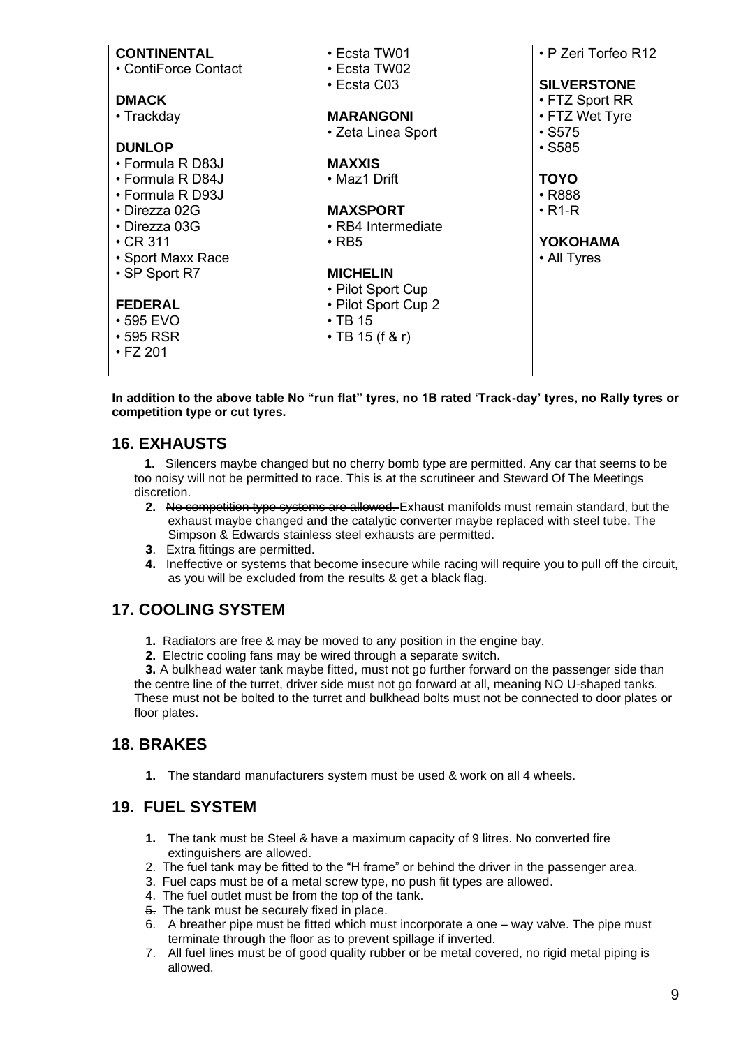| | | |
|---|---|---|
| **CONTINENTAL**<br>• ContiForce Contact<br><br>**DMACK**<br>• Trackday<br><br>**DUNLOP**<br>• Formula R D83J<br>• Formula R D84J<br>• Formula R D93J<br>• Direzza 02G<br>• Direzza 03G<br>• CR 311<br>• Sport Maxx Race<br>• SP Sport R7<br><br>**FEDERAL**<br>• 595 EVO<br>• 595 RSR<br>• FZ 201 | • Ecsta TW01<br>• Ecsta TW02<br>• Ecsta C03<br><br>**MARANGONI**<br>• Zeta Linea Sport<br><br>**MAXXIS**<br>• Maz1 Drift<br><br>**MAXSPORT**<br>• RB4 Intermediate<br>• RB5<br><br>**MICHELIN**<br>• Pilot Sport Cup<br>• Pilot Sport Cup 2<br>• TB 15<br>• TB 15 (f & r) | • P Zeri Torfeo R12<br><br>**SILVERSTONE**<br>• FTZ Sport RR<br>• FTZ Wet Tyre<br>• S575<br>• S585<br><br>**TOYO**<br>• R888<br>• R1-R<br><br>**YOKOHAMA**<br>• All Tyres |

**In addition to the above table No "run flat" tyres, no 1B rated 'Track-day' tyres, no Rally tyres or competition type or cut tyres.**

## 16. EXHAUSTS

1. Silencers maybe changed but no cherry bomb type are permitted. Any car that seems to be too noisy will not be permitted to race. This is at the scrutineer and Steward Of The Meetings discretion.
2. ~~No competition type systems are allowed.~~ Exhaust manifolds must remain standard, but the exhaust maybe changed and the catalytic converter maybe replaced with steel tube. The Simpson & Edwards stainless steel exhausts are permitted.
3. Extra fittings are permitted.
4. Ineffective or systems that become insecure while racing will require you to pull off the circuit, as you will be excluded from the results & get a black flag.

## 17. COOLING SYSTEM

1. Radiators are free & may be moved to any position in the engine bay.
2. Electric cooling fans may be wired through a separate switch.
3. A bulkhead water tank maybe fitted, must not go further forward on the passenger side than the centre line of the turret, driver side must not go forward at all, meaning NO U-shaped tanks. These must not be bolted to the turret and bulkhead bolts must not be connected to door plates or floor plates.

## 18. BRAKES

1. The standard manufacturers system must be used & work on all 4 wheels.

## 19. FUEL SYSTEM

1. The tank must be Steel & have a maximum capacity of 9 litres. No converted fire extinguishers are allowed.
2. The fuel tank may be fitted to the "H frame" or behind the driver in the passenger area.
3. Fuel caps must be of a metal screw type, no push fit types are allowed.
4. The fuel outlet must be from the top of the tank.
5. The tank must be securely fixed in place.
6. A breather pipe must be fitted which must incorporate a one – way valve. The pipe must terminate through the floor as to prevent spillage if inverted.
7. All fuel lines must be of good quality rubber or be metal covered, no rigid metal piping is allowed.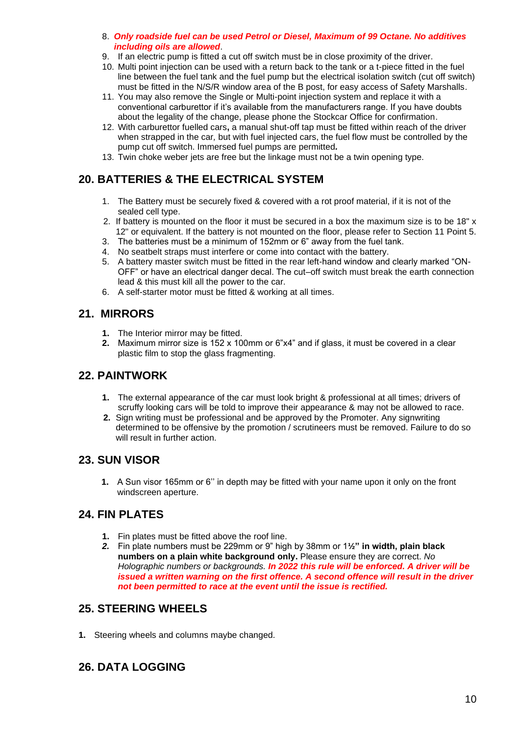8. ***Only roadside fuel can be used Petrol or Diesel, Maximum of 99 Octane. No additives including oils are allowed***.
9. If an electric pump is fitted a cut off switch must be in close proximity of the driver.
10. Multi point injection can be used with a return back to the tank or a t-piece fitted in the fuel line between the fuel tank and the fuel pump but the electrical isolation switch (cut off switch) must be fitted in the N/S/R window area of the B post, for easy access of Safety Marshalls.
11. You may also remove the Single or Multi-point injection system and replace it with a conventional carburettor if it's available from the manufacturers range. If you have doubts about the legality of the change, please phone the Stockcar Office for confirmation.
12. With carburettor fuelled cars**,** a manual shut-off tap must be fitted within reach of the driver when strapped in the car*,* but with fuel injected cars, the fuel flow must be controlled by the pump cut off switch. Immersed fuel pumps are permitted***.***
13. Twin choke weber jets are free but the linkage must not be a twin opening type.

## 20. BATTERIES & THE ELECTRICAL SYSTEM

1. The Battery must be securely fixed & covered with a rot proof material, if it is not of the sealed cell type.
2. If battery is mounted on the floor it must be secured in a box the maximum size is to be 18" x 12" or equivalent. If the battery is not mounted on the floor, please refer to Section 11 Point 5.
3. The batteries must be a minimum of 152mm or 6" away from the fuel tank.
4. No seatbelt straps must interfere or come into contact with the battery.
5. A battery master switch must be fitted in the rear left-hand window and clearly marked "ON-OFF" or have an electrical danger decal. The cut–off switch must break the earth connection lead & this must kill all the power to the car.
6. A self-starter motor must be fitted & working at all times.

## 21. MIRRORS

1. The Interior mirror may be fitted.
2. Maximum mirror size is 152 x 100mm or 6"x4" and if glass, it must be covered in a clear plastic film to stop the glass fragmenting.

## 22. PAINTWORK

1. The external appearance of the car must look bright & professional at all times; drivers of scruffy looking cars will be told to improve their appearance & may not be allowed to race.
2. Sign writing must be professional and be approved by the Promoter. Any signwriting determined to be offensive by the promotion / scrutineers must be removed. Failure to do so will result in further action.

## 23. SUN VISOR

1. A Sun visor 165mm or 6'' in depth may be fitted with your name upon it only on the front windscreen aperture.

## 24. FIN PLATES

1. Fin plates must be fitted above the roof line.
2. Fin plate numbers must be 229mm or 9" high by 38mm or 1**½" in width, plain black numbers on a plain white background only.** Please ensure they are correct. *No Holographic numbers or backgrounds.* ***In 2022 this rule will be enforced. A driver will be issued a written warning on the first offence. A second offence will result in the driver not been permitted to race at the event until the issue is rectified.***

## 25. STEERING WHEELS

1. Steering wheels and columns maybe changed.

## 26. DATA LOGGING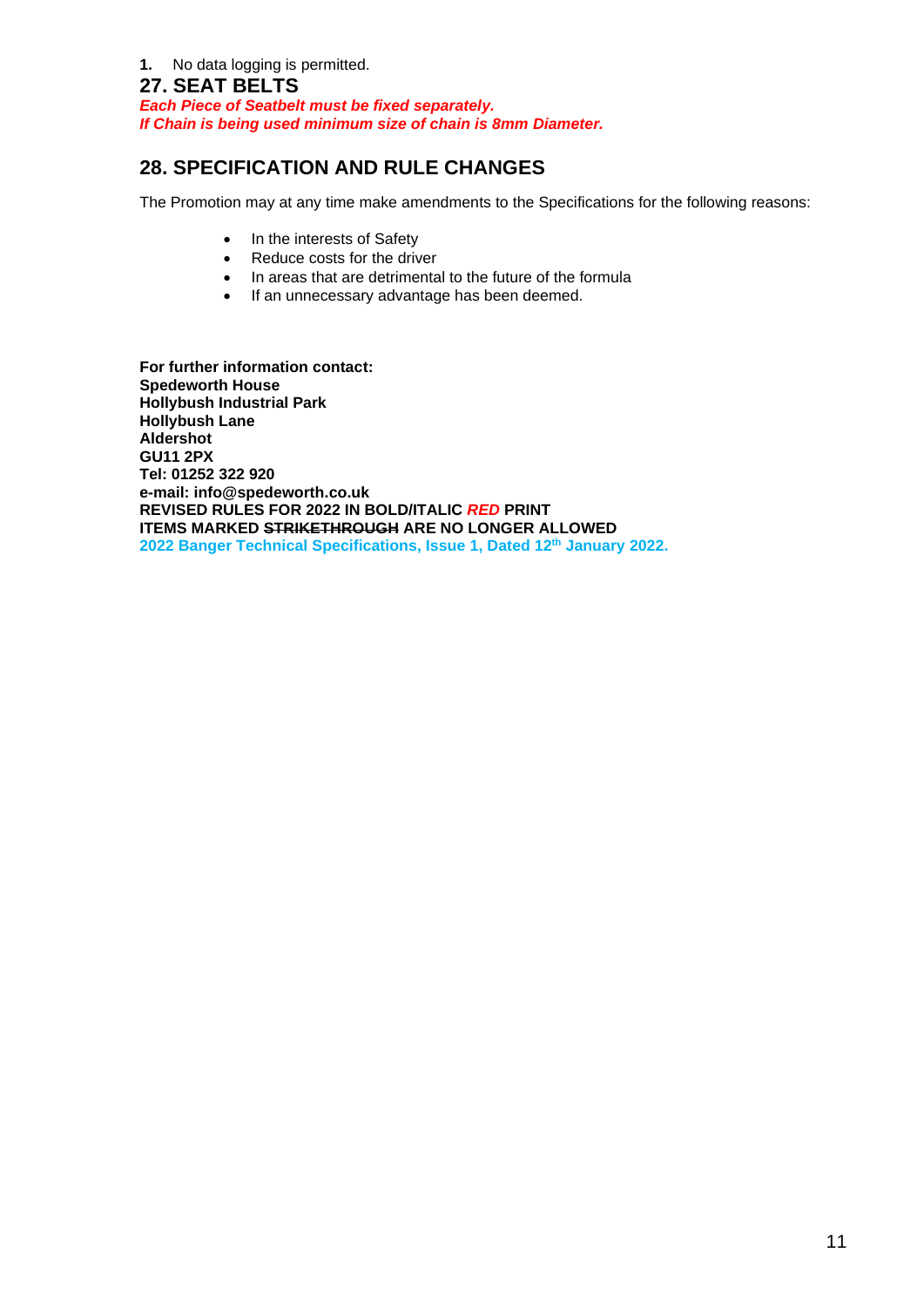**1.** No data logging is permitted.

## 27. SEAT BELTS

***Each Piece of Seatbelt must be fixed separately.***
***If Chain is being used minimum size of chain is 8mm Diameter.***

## 28. SPECIFICATION AND RULE CHANGES

The Promotion may at any time make amendments to the Specifications for the following reasons:

- In the interests of Safety
- Reduce costs for the driver
- In areas that are detrimental to the future of the formula
- If an unnecessary advantage has been deemed.

**For further information contact:**
**Spedeworth House**
**Hollybush Industrial Park**
**Hollybush Lane**
**Aldershot**
**GU11 2PX**
**Tel: 01252 322 920**
**e-mail: info@spedeworth.co.uk**
**REVISED RULES FOR 2022 IN BOLD/ITALIC *RED* PRINT**
**ITEMS MARKED ~~STRIKETHROUGH~~ ARE NO LONGER ALLOWED**
**2022 Banger Technical Specifications, Issue 1, Dated 12th January 2022.**